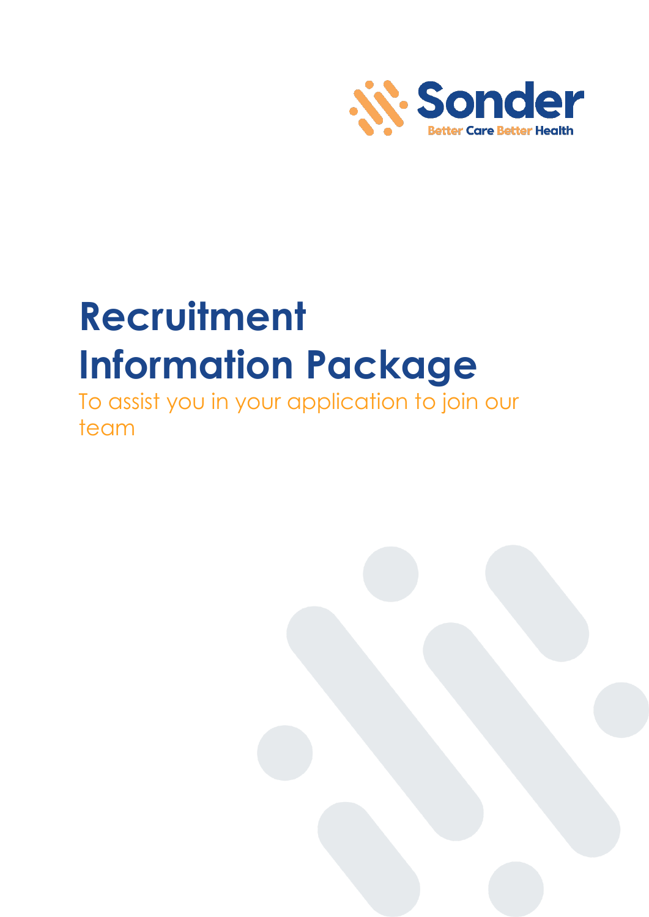Sonder

Better Care Better Health

# Recruitment Information Package

To assist you in your application to join our team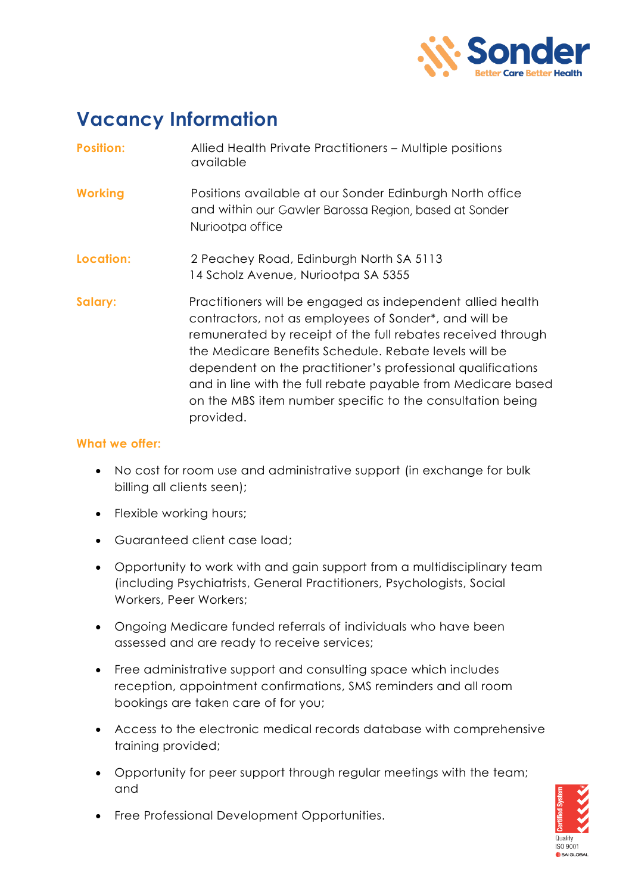# Vacancy Information

**Position:** Allied Health Private Practitioners – Multiple positions available

**Working** Positions available at our Sonder Edinburgh North office and within our Gawler Barossa Region, based at Sonder Nuriootpa office

**Location:** 2 Peachey Road, Edinburgh North SA 5113
14 Scholz Avenue, Nuriootpa SA 5355

**Salary:** Practitioners will be engaged as independent allied health contractors, not as employees of Sonder*, and will be remunerated by receipt of the full rebates received through the Medicare Benefits Schedule. Rebate levels will be dependent on the practitioner's professional qualifications and in line with the full rebate payable from Medicare based on the MBS item number specific to the consultation being provided.

**What we offer:**

- No cost for room use and administrative support (in exchange for bulk billing all clients seen);
- Flexible working hours;
- Guaranteed client case load;
- Opportunity to work with and gain support from a multidisciplinary team (including Psychiatrists, General Practitioners, Psychologists, Social Workers, Peer Workers;
- Ongoing Medicare funded referrals of individuals who have been assessed and are ready to receive services;
- Free administrative support and consulting space which includes reception, appointment confirmations, SMS reminders and all room bookings are taken care of for you;
- Access to the electronic medical records database with comprehensive training provided;
- Opportunity for peer support through regular meetings with the team; and
- Free Professional Development Opportunities.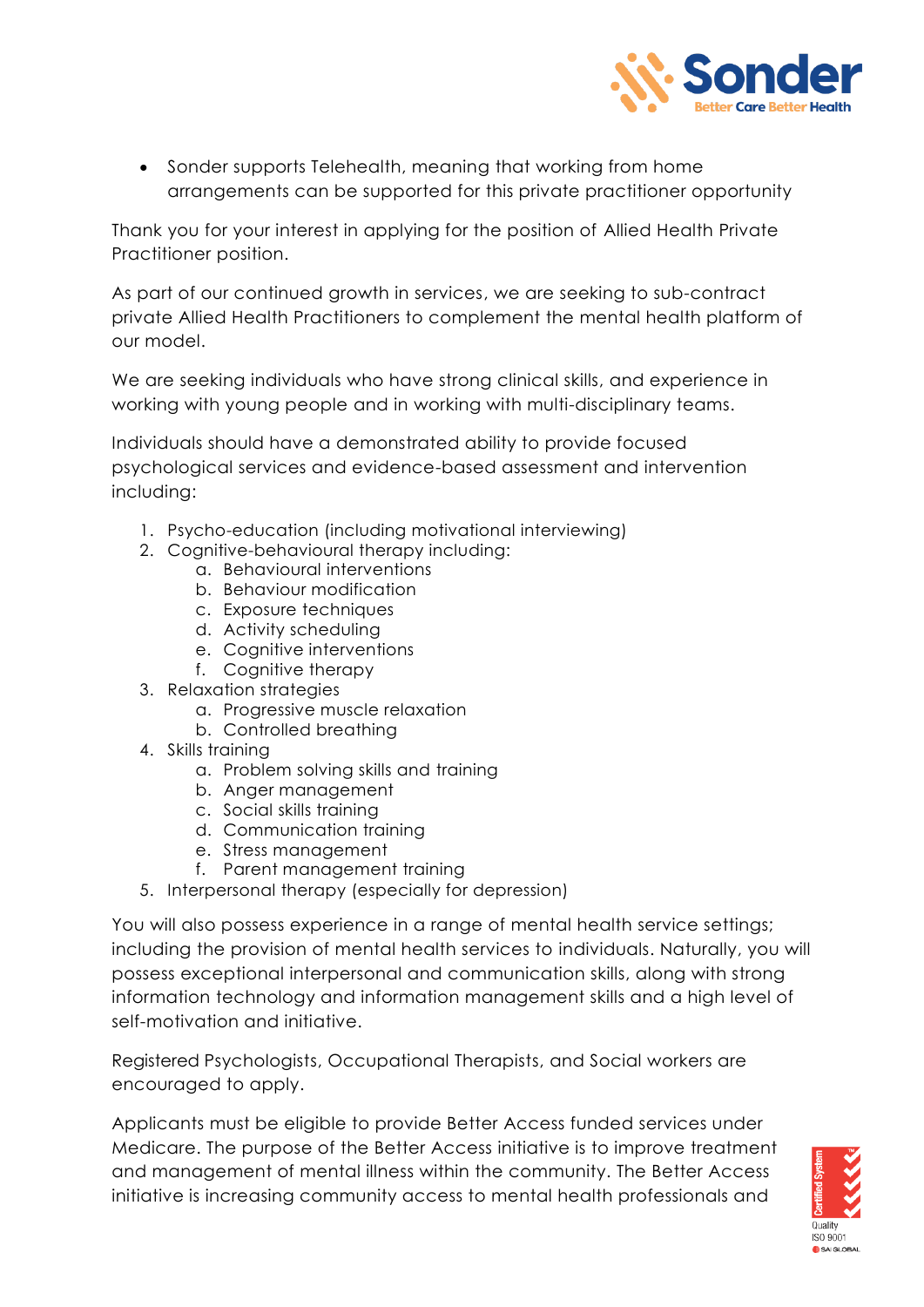- Sonder supports Telehealth, meaning that working from home arrangements can be supported for this private practitioner opportunity

Thank you for your interest in applying for the position of Allied Health Private Practitioner position.

As part of our continued growth in services, we are seeking to sub-contract private Allied Health Practitioners to complement the mental health platform of our model.

We are seeking individuals who have strong clinical skills, and experience in working with young people and in working with multi-disciplinary teams.

Individuals should have a demonstrated ability to provide focused psychological services and evidence-based assessment and intervention including:

1. Psycho-education (including motivational interviewing)
2. Cognitive-behavioural therapy including:
   a. Behavioural interventions
   b. Behaviour modification
   c. Exposure techniques
   d. Activity scheduling
   e. Cognitive interventions
   f. Cognitive therapy
3. Relaxation strategies
   a. Progressive muscle relaxation
   b. Controlled breathing
4. Skills training
   a. Problem solving skills and training
   b. Anger management
   c. Social skills training
   d. Communication training
   e. Stress management
   f. Parent management training
5. Interpersonal therapy (especially for depression)

You will also possess experience in a range of mental health service settings; including the provision of mental health services to individuals. Naturally, you will possess exceptional interpersonal and communication skills, along with strong information technology and information management skills and a high level of self-motivation and initiative.

Registered Psychologists, Occupational Therapists, and Social workers are encouraged to apply.

Applicants must be eligible to provide Better Access funded services under Medicare. The purpose of the Better Access initiative is to improve treatment and management of mental illness within the community. The Better Access initiative is increasing community access to mental health professionals and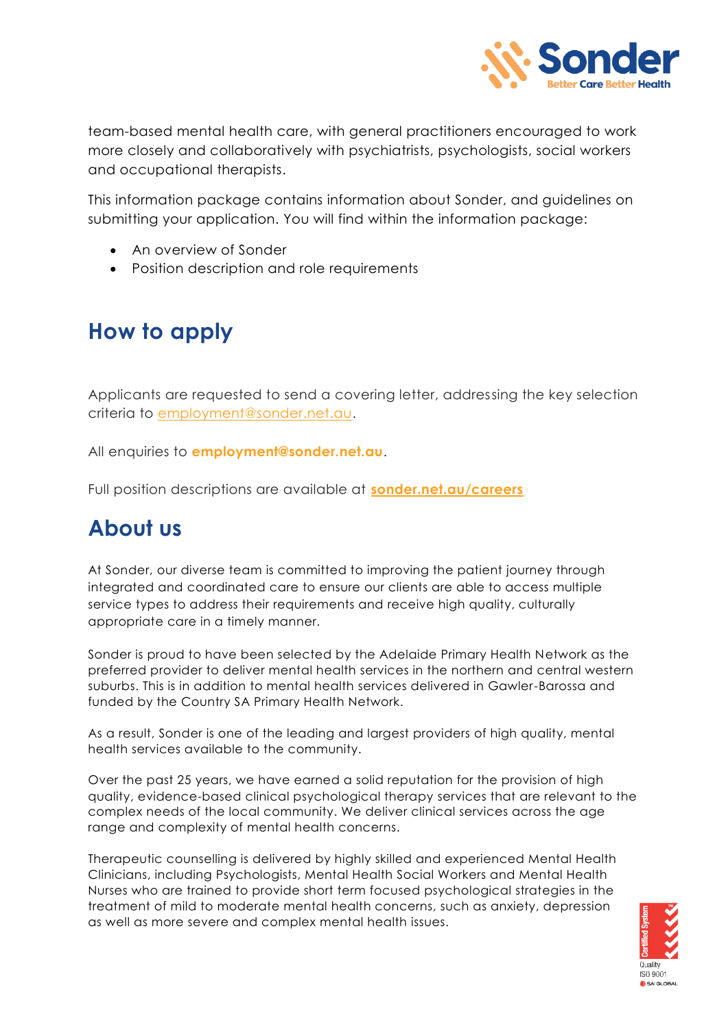team-based mental health care, with general practitioners encouraged to work more closely and collaboratively with psychiatrists, psychologists, social workers and occupational therapists.

This information package contains information about Sonder, and guidelines on submitting your application. You will find within the information package:

- An overview of Sonder
- Position description and role requirements

## How to apply

Applicants are requested to send a covering letter, addressing the key selection criteria to employment@sonder.net.au.

All enquiries to **employment@sonder.net.au**.

Full position descriptions are available at **sonder.net.au/careers**

## About us

At Sonder, our diverse team is committed to improving the patient journey through integrated and coordinated care to ensure our clients are able to access multiple service types to address their requirements and receive high quality, culturally appropriate care in a timely manner.

Sonder is proud to have been selected by the Adelaide Primary Health Network as the preferred provider to deliver mental health services in the northern and central western suburbs. This is in addition to mental health services delivered in Gawler-Barossa and funded by the Country SA Primary Health Network.

As a result, Sonder is one of the leading and largest providers of high quality, mental health services available to the community.

Over the past 25 years, we have earned a solid reputation for the provision of high quality, evidence-based clinical psychological therapy services that are relevant to the complex needs of the local community. We deliver clinical services across the age range and complexity of mental health concerns.

Therapeutic counselling is delivered by highly skilled and experienced Mental Health Clinicians, including Psychologists, Mental Health Social Workers and Mental Health Nurses who are trained to provide short term focused psychological strategies in the treatment of mild to moderate mental health concerns, such as anxiety, depression as well as more severe and complex mental health issues.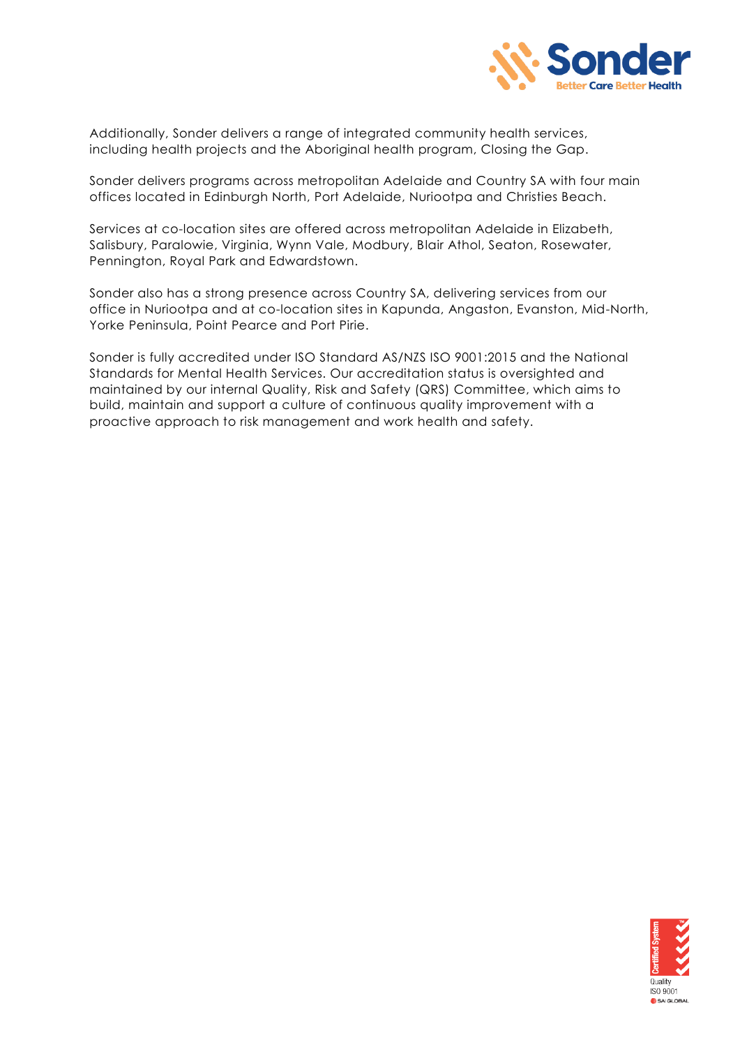Additionally, Sonder delivers a range of integrated community health services, including health projects and the Aboriginal health program, Closing the Gap.

Sonder delivers programs across metropolitan Adelaide and Country SA with four main offices located in Edinburgh North, Port Adelaide, Nuriootpa and Christies Beach.

Services at co-location sites are offered across metropolitan Adelaide in Elizabeth, Salisbury, Paralowie, Virginia, Wynn Vale, Modbury, Blair Athol, Seaton, Rosewater, Pennington, Royal Park and Edwardstown.

Sonder also has a strong presence across Country SA, delivering services from our office in Nuriootpa and at co-location sites in Kapunda, Angaston, Evanston, Mid-North, Yorke Peninsula, Point Pearce and Port Pirie.

Sonder is fully accredited under ISO Standard AS/NZS ISO 9001:2015 and the National Standards for Mental Health Services. Our accreditation status is oversighted and maintained by our internal Quality, Risk and Safety (QRS) Committee, which aims to build, maintain and support a culture of continuous quality improvement with a proactive approach to risk management and work health and safety.